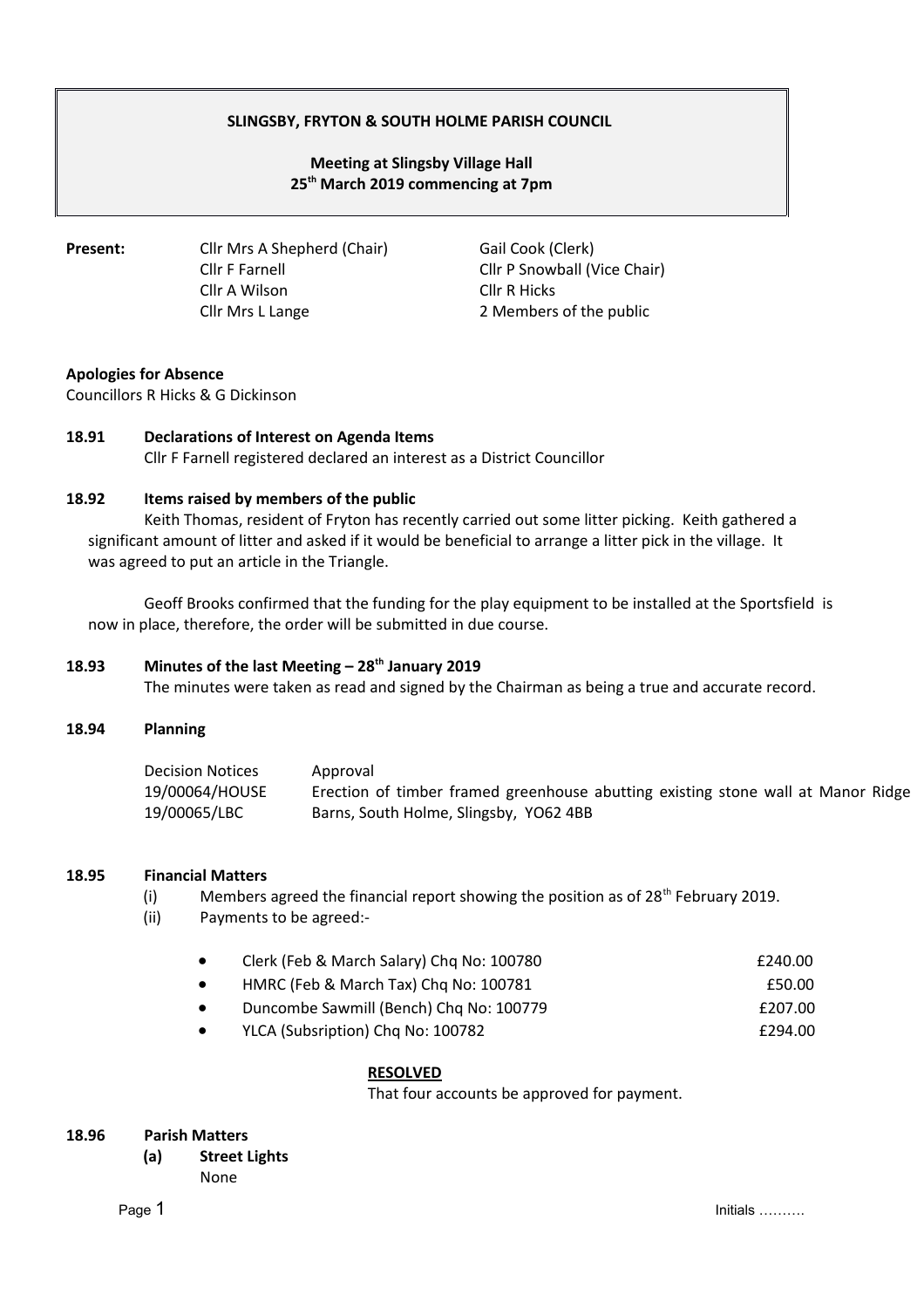**SLINGSBY, FRYTON & SOUTH HOLME PARISH COUNCIL**

**Meeting at Slingsby Village Hall**
**25th March 2019 commencing at 7pm**

| **Present:** | | |
|---|---|---|
| | Cllr Mrs A Shepherd (Chair) | Gail Cook (Clerk) |
| | Cllr F Farnell | Cllr P Snowball (Vice Chair) |
| | Cllr A Wilson | Cllr R Hicks |
| | Cllr Mrs L Lange | 2 Members of the public |

**Apologies for Absence**

Councillors R Hicks & G Dickinson

**18.91 Declarations of Interest on Agenda Items**

Cllr F Farnell registered declared an interest as a District Councillor

**18.92 Items raised by members of the public**

Keith Thomas, resident of Fryton has recently carried out some litter picking. Keith gathered a significant amount of litter and asked if it would be beneficial to arrange a litter pick in the village. It was agreed to put an article in the Triangle.

Geoff Brooks confirmed that the funding for the play equipment to be installed at the Sportsfield is now in place, therefore, the order will be submitted in due course.

**18.93 Minutes of the last Meeting – 28th January 2019**

The minutes were taken as read and signed by the Chairman as being a true and accurate record.

**18.94 Planning**

| Decision Notices | Approval |
|---|---|
| 19/00064/HOUSE<br>19/00065/LBC | Erection of timber framed greenhouse abutting existing stone wall at Manor Ridge Barns, South Holme, Slingsby, YO62 4BB |

**18.95 Financial Matters**

(i) Members agreed the financial report showing the position as of 28th February 2019.

(ii) Payments to be agreed:-

- Clerk (Feb & March Salary) Chq No: 100780 £240.00
- HMRC (Feb & March Tax) Chq No: 100781 £50.00
- Duncombe Sawmill (Bench) Chq No: 100779 £207.00
- YLCA (Subsription) Chq No: 100782 £294.00

**RESOLVED**

That four accounts be approved for payment.

**18.96 Parish Matters**

**(a) Street Lights**

None

Initials ……….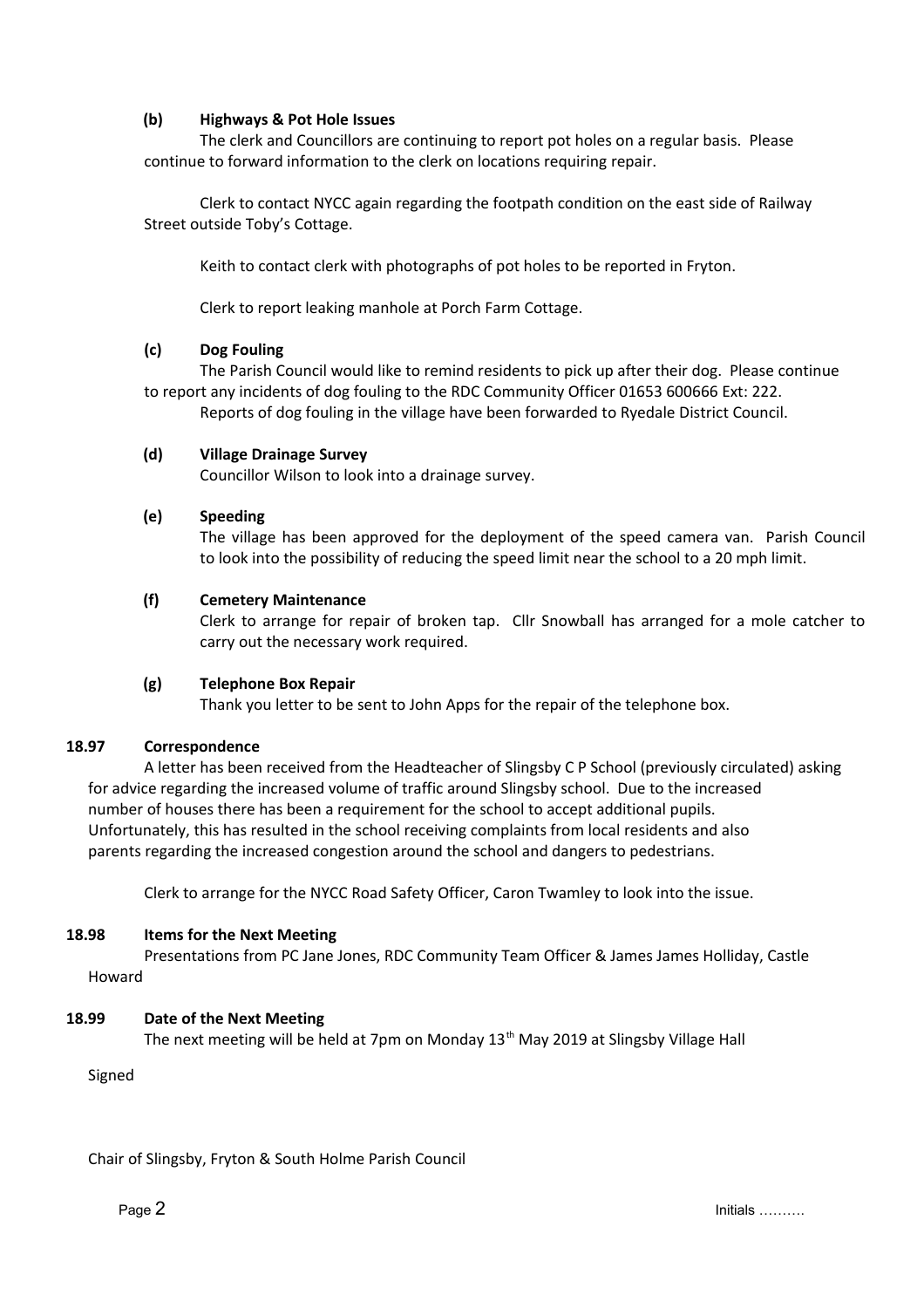**(b) Highways & Pot Hole Issues**

The clerk and Councillors are continuing to report pot holes on a regular basis. Please continue to forward information to the clerk on locations requiring repair.

Clerk to contact NYCC again regarding the footpath condition on the east side of Railway Street outside Toby's Cottage.

Keith to contact clerk with photographs of pot holes to be reported in Fryton.

Clerk to report leaking manhole at Porch Farm Cottage.

**(c) Dog Fouling**

The Parish Council would like to remind residents to pick up after their dog. Please continue to report any incidents of dog fouling to the RDC Community Officer 01653 600666 Ext: 222.

Reports of dog fouling in the village have been forwarded to Ryedale District Council.

**(d) Village Drainage Survey**

Councillor Wilson to look into a drainage survey.

**(e) Speeding**

The village has been approved for the deployment of the speed camera van. Parish Council to look into the possibility of reducing the speed limit near the school to a 20 mph limit.

**(f) Cemetery Maintenance**

Clerk to arrange for repair of broken tap. Cllr Snowball has arranged for a mole catcher to carry out the necessary work required.

**(g) Telephone Box Repair**

Thank you letter to be sent to John Apps for the repair of the telephone box.

**18.97 Correspondence**

A letter has been received from the Headteacher of Slingsby C P School (previously circulated) asking for advice regarding the increased volume of traffic around Slingsby school. Due to the increased number of houses there has been a requirement for the school to accept additional pupils. Unfortunately, this has resulted in the school receiving complaints from local residents and also parents regarding the increased congestion around the school and dangers to pedestrians.

Clerk to arrange for the NYCC Road Safety Officer, Caron Twamley to look into the issue.

**18.98 Items for the Next Meeting**

Presentations from PC Jane Jones, RDC Community Team Officer & James James Holliday, Castle Howard

**18.99 Date of the Next Meeting**

The next meeting will be held at 7pm on Monday 13th May 2019 at Slingsby Village Hall

Signed

Chair of Slingsby, Fryton & South Holme Parish Council

Initials ……….